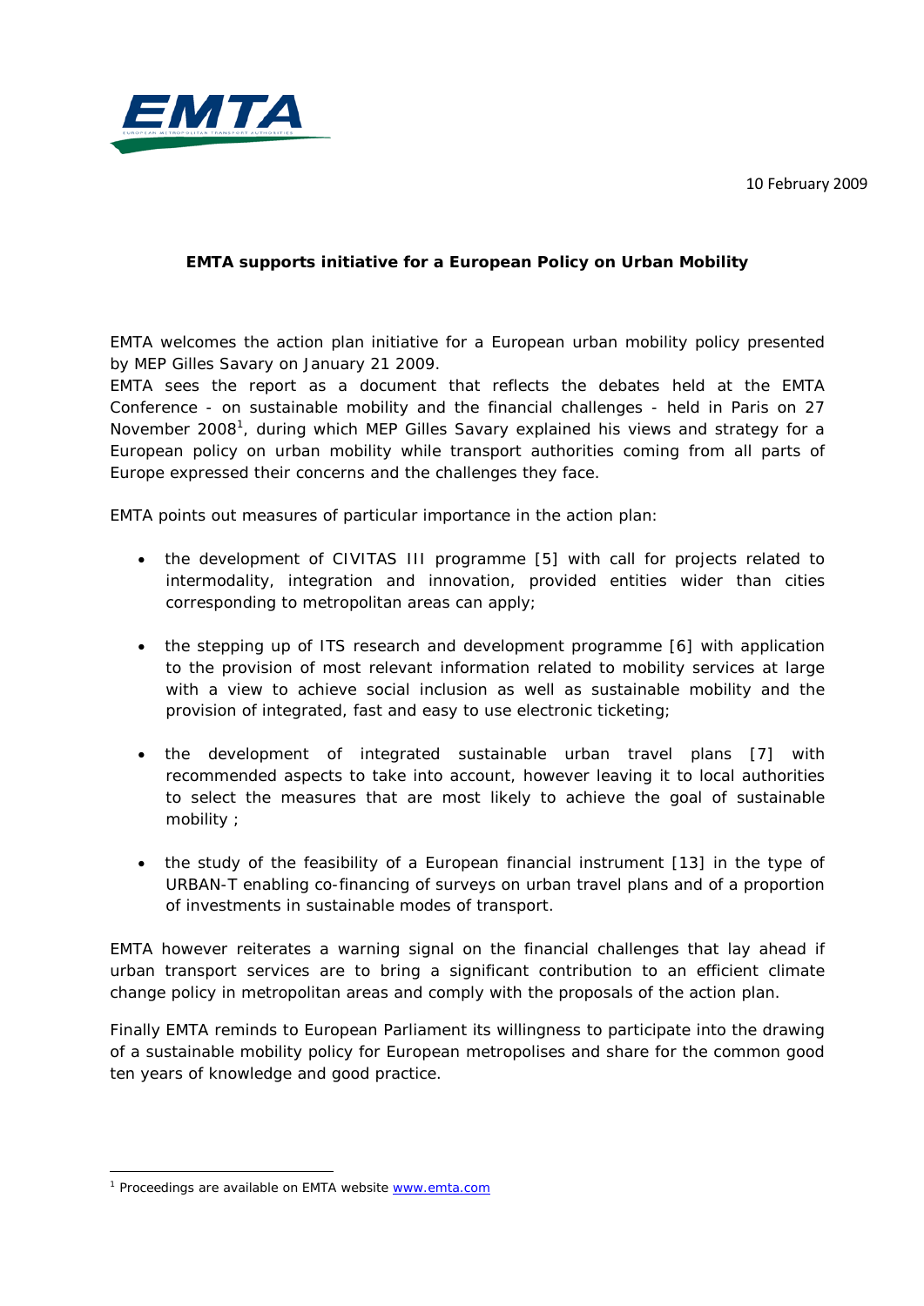10 February 2009

**EMTA supports initiative for a European Policy on Urban Mobility**

EMTA welcomes the action plan initiative for a European urban mobility policy presented by MEP Gilles Savary on January 21 2009.

EMTA sees the report as a document that reflects the debates held at the EMTA Conference - on sustainable mobility and the financial challenges - held in Paris on 27 November 2008[1], during which MEP Gilles Savary explained his views and strategy for a European policy on urban mobility while transport authorities coming from all parts of Europe expressed their concerns and the challenges they face.

EMTA points out measures of particular importance in the action plan:

- the development of CIVITAS III programme [5] with call for projects related to intermodality, integration and innovation, provided entities wider than cities corresponding to metropolitan areas can apply;
- the stepping up of ITS research and development programme [6] with application to the provision of most relevant information related to mobility services at large with a view to achieve social inclusion as well as sustainable mobility and the provision of integrated, fast and easy to use electronic ticketing;
- the development of integrated sustainable urban travel plans [7] with recommended aspects to take into account, however leaving it to local authorities to select the measures that are most likely to achieve the goal of sustainable mobility ;
- the study of the feasibility of a European financial instrument [13] in the type of URBAN-T enabling co-financing of surveys on urban travel plans and of a proportion of investments in sustainable modes of transport.

EMTA however reiterates a warning signal on the financial challenges that lay ahead if urban transport services are to bring a significant contribution to an efficient climate change policy in metropolitan areas and comply with the proposals of the action plan.

Finally EMTA reminds to European Parliament its willingness to participate into the drawing of a sustainable mobility policy for European metropolises and share for the common good ten years of knowledge and good practice.

---

[1] Proceedings are available on EMTA website www.emta.com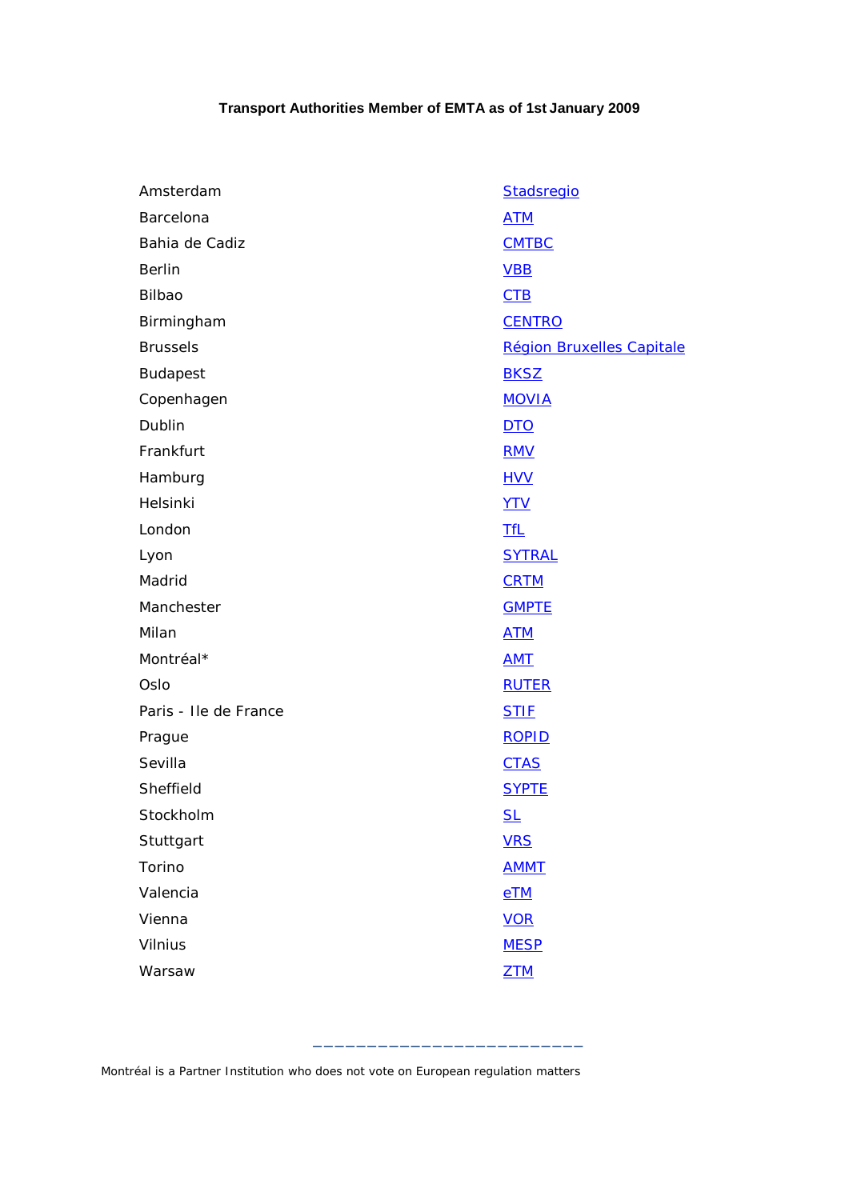**Transport Authorities Member of EMTA as of 1st January 2009**

| | |
|---|---|
| Amsterdam | Stadsregio |
| Barcelona | ATM |
| Bahia de Cadiz | CMTBC |
| Berlin | VBB |
| Bilbao | CTB |
| Birmingham | CENTRO |
| Brussels | Région Bruxelles Capitale |
| Budapest | BKSZ |
| Copenhagen | MOVIA |
| Dublin | DTO |
| Frankfurt | RMV |
| Hamburg | HVV |
| Helsinki | YTV |
| London | TfL |
| Lyon | SYTRAL |
| Madrid | CRTM |
| Manchester | GMPTE |
| Milan | ATM |
| Montréal* | AMT |
| Oslo | RUTER |
| Paris - Ile de France | STIF |
| Prague | ROPID |
| Sevilla | CTAS |
| Sheffield | SYPTE |
| Stockholm | SL |
| Stuttgart | VRS |
| Torino | AMMT |
| Valencia | eTM |
| Vienna | VOR |
| Vilnius | MESP |
| Warsaw | ZTM |

---

Montréal is a Partner Institution who does not vote on European regulation matters